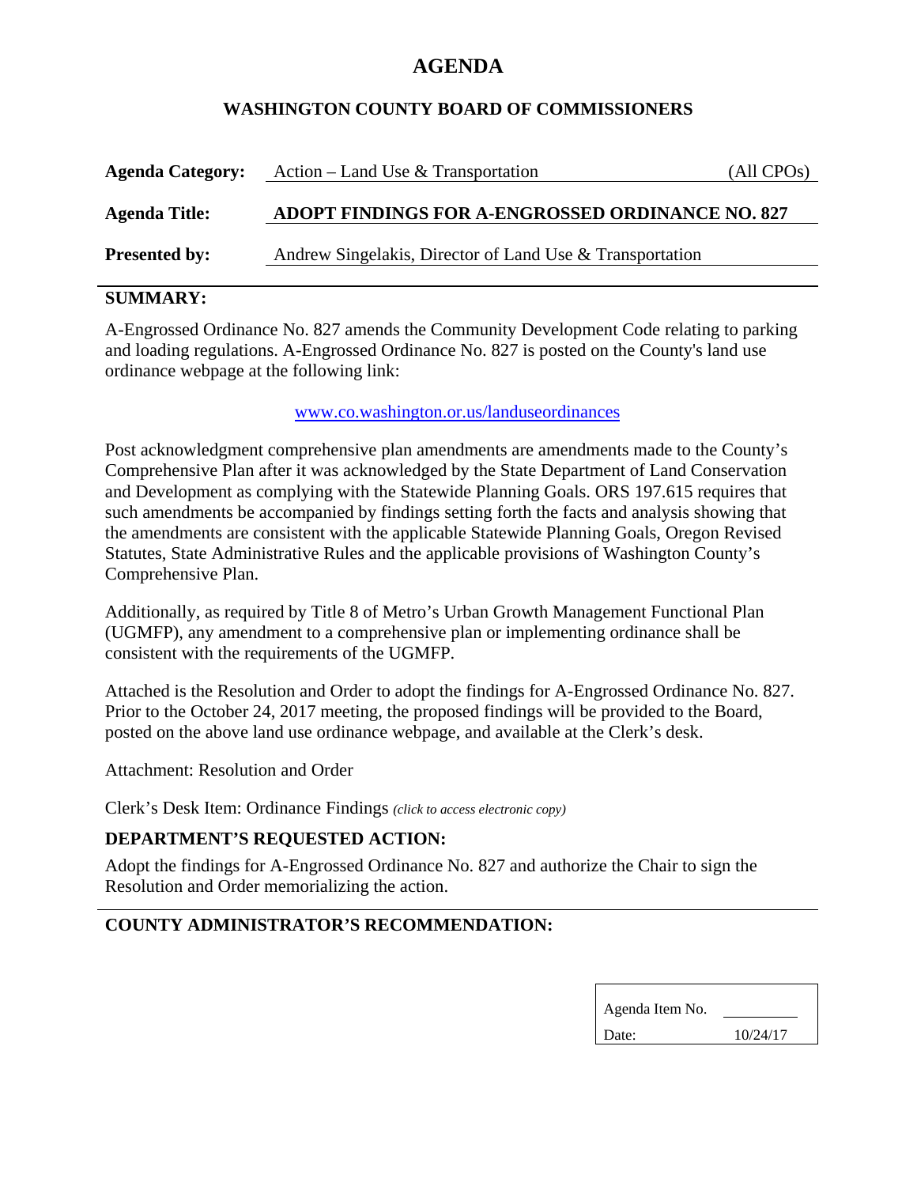# AGENDA

## WASHINGTON COUNTY BOARD OF COMMISSIONERS

**Agenda Category:** Action – Land Use & Transportation (All CPOs)

**Agenda Title:** **ADOPT FINDINGS FOR A-ENGROSSED ORDINANCE NO. 827**

**Presented by:** Andrew Singelakis, Director of Land Use & Transportation

### SUMMARY:

A-Engrossed Ordinance No. 827 amends the Community Development Code relating to parking and loading regulations. A-Engrossed Ordinance No. 827 is posted on the County's land use ordinance webpage at the following link:

www.co.washington.or.us/landuseordinances

Post acknowledgment comprehensive plan amendments are amendments made to the County's Comprehensive Plan after it was acknowledged by the State Department of Land Conservation and Development as complying with the Statewide Planning Goals. ORS 197.615 requires that such amendments be accompanied by findings setting forth the facts and analysis showing that the amendments are consistent with the applicable Statewide Planning Goals, Oregon Revised Statutes, State Administrative Rules and the applicable provisions of Washington County's Comprehensive Plan.

Additionally, as required by Title 8 of Metro's Urban Growth Management Functional Plan (UGMFP), any amendment to a comprehensive plan or implementing ordinance shall be consistent with the requirements of the UGMFP.

Attached is the Resolution and Order to adopt the findings for A-Engrossed Ordinance No. 827. Prior to the October 24, 2017 meeting, the proposed findings will be provided to the Board, posted on the above land use ordinance webpage, and available at the Clerk's desk.

Attachment: Resolution and Order

Clerk's Desk Item: Ordinance Findings *(click to access electronic copy)*

### DEPARTMENT'S REQUESTED ACTION:

Adopt the findings for A-Engrossed Ordinance No. 827 and authorize the Chair to sign the Resolution and Order memorializing the action.

### COUNTY ADMINISTRATOR'S RECOMMENDATION:

| Agenda Item No. | |
|---|---|
| Date: | 10/24/17 |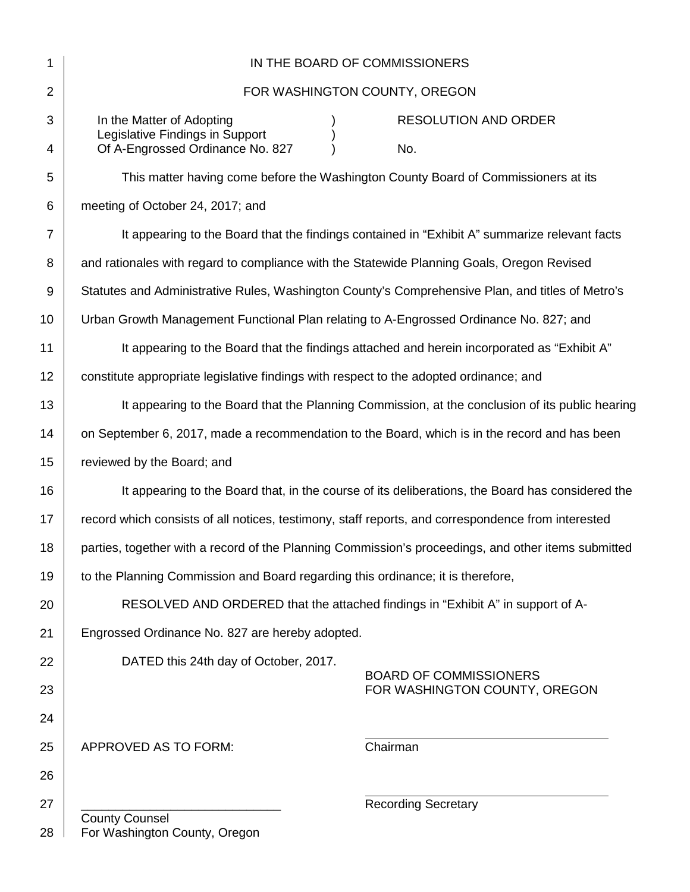IN THE BOARD OF COMMISSIONERS

FOR WASHINGTON COUNTY, OREGON

| | | |
|---|---|---|
| In the Matter of Adopting Legislative Findings in Support Of A-Engrossed Ordinance No. 827 | ) ) ) | RESOLUTION AND ORDER No. |

This matter having come before the Washington County Board of Commissioners at its meeting of October 24, 2017; and

It appearing to the Board that the findings contained in "Exhibit A" summarize relevant facts and rationales with regard to compliance with the Statewide Planning Goals, Oregon Revised Statutes and Administrative Rules, Washington County's Comprehensive Plan, and titles of Metro's Urban Growth Management Functional Plan relating to A-Engrossed Ordinance No. 827; and

It appearing to the Board that the findings attached and herein incorporated as "Exhibit A" constitute appropriate legislative findings with respect to the adopted ordinance; and

It appearing to the Board that the Planning Commission, at the conclusion of its public hearing on September 6, 2017, made a recommendation to the Board, which is in the record and has been reviewed by the Board; and

It appearing to the Board that, in the course of its deliberations, the Board has considered the record which consists of all notices, testimony, staff reports, and correspondence from interested parties, together with a record of the Planning Commission's proceedings, and other items submitted to the Planning Commission and Board regarding this ordinance; it is therefore,

RESOLVED AND ORDERED that the attached findings in "Exhibit A" in support of A-Engrossed Ordinance No. 827 are hereby adopted.

DATED this 24th day of October, 2017.

BOARD OF COMMISSIONERS
FOR WASHINGTON COUNTY, OREGON

APPROVED AS TO FORM:

\_\_\_\_\_\_\_\_\_\_\_\_\_\_\_\_\_\_\_\_\_\_\_\_\_\_\_\_\_\_
Chairman

\_\_\_\_\_\_\_\_\_\_\_\_\_\_\_\_\_\_\_\_\_\_\_\_\_\_\_\_\_\_
County Counsel
For Washington County, Oregon

\_\_\_\_\_\_\_\_\_\_\_\_\_\_\_\_\_\_\_\_\_\_\_\_\_\_\_\_\_\_
Recording Secretary